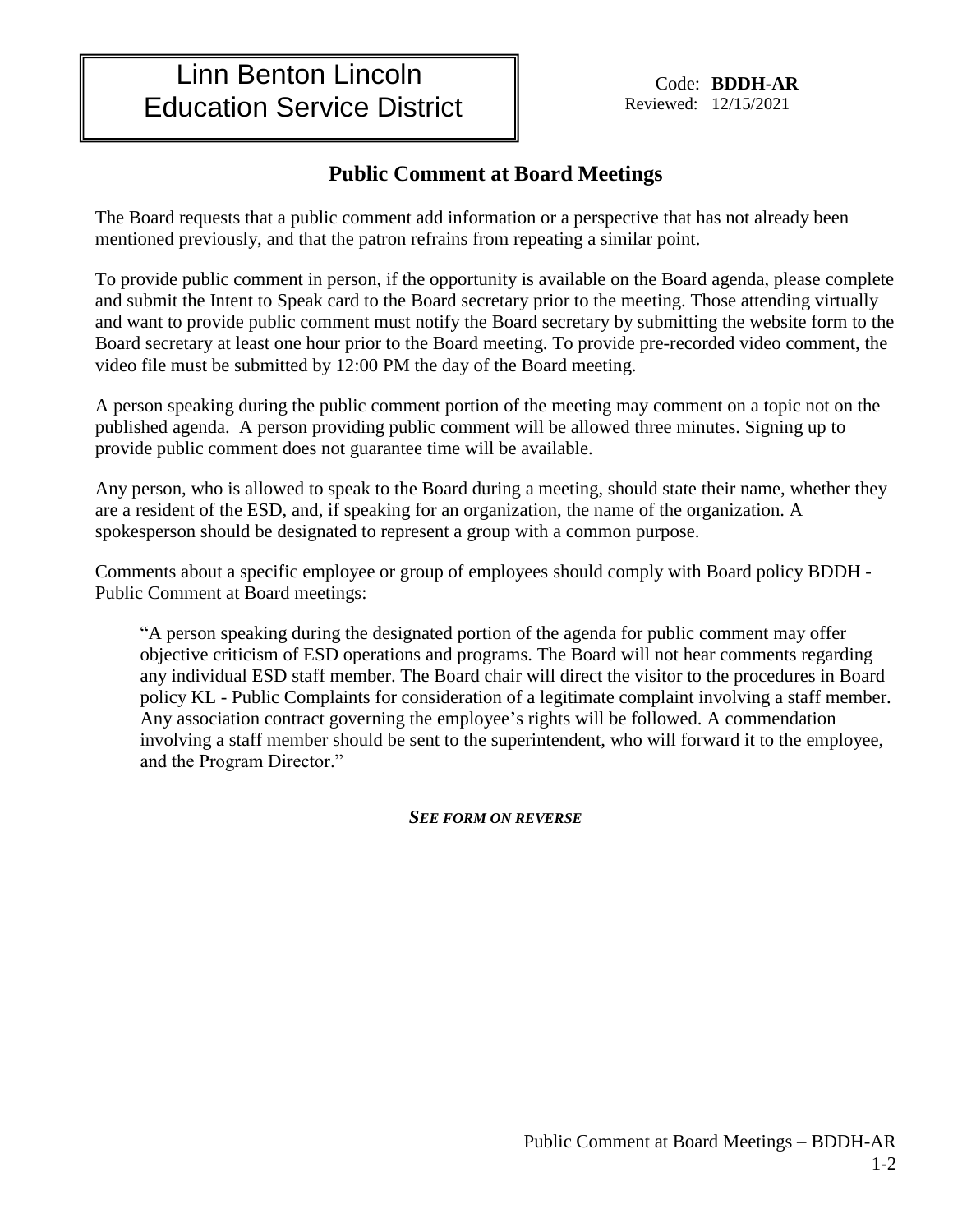Linn Benton Lincoln Education Service District

Code: **BDDH-AR**
Reviewed: 12/15/2021

## Public Comment at Board Meetings

The Board requests that a public comment add information or a perspective that has not already been mentioned previously, and that the patron refrains from repeating a similar point.

To provide public comment in person, if the opportunity is available on the Board agenda, please complete and submit the Intent to Speak card to the Board secretary prior to the meeting. Those attending virtually and want to provide public comment must notify the Board secretary by submitting the website form to the Board secretary at least one hour prior to the Board meeting. To provide pre-recorded video comment, the video file must be submitted by 12:00 PM the day of the Board meeting.

A person speaking during the public comment portion of the meeting may comment on a topic not on the published agenda. A person providing public comment will be allowed three minutes. Signing up to provide public comment does not guarantee time will be available.

Any person, who is allowed to speak to the Board during a meeting, should state their name, whether they are a resident of the ESD, and, if speaking for an organization, the name of the organization. A spokesperson should be designated to represent a group with a common purpose.

Comments about a specific employee or group of employees should comply with Board policy BDDH - Public Comment at Board meetings:

> "A person speaking during the designated portion of the agenda for public comment may offer objective criticism of ESD operations and programs. The Board will not hear comments regarding any individual ESD staff member. The Board chair will direct the visitor to the procedures in Board policy KL - Public Complaints for consideration of a legitimate complaint involving a staff member. Any association contract governing the employee's rights will be followed. A commendation involving a staff member should be sent to the superintendent, who will forward it to the employee, and the Program Director."

***SEE FORM ON REVERSE***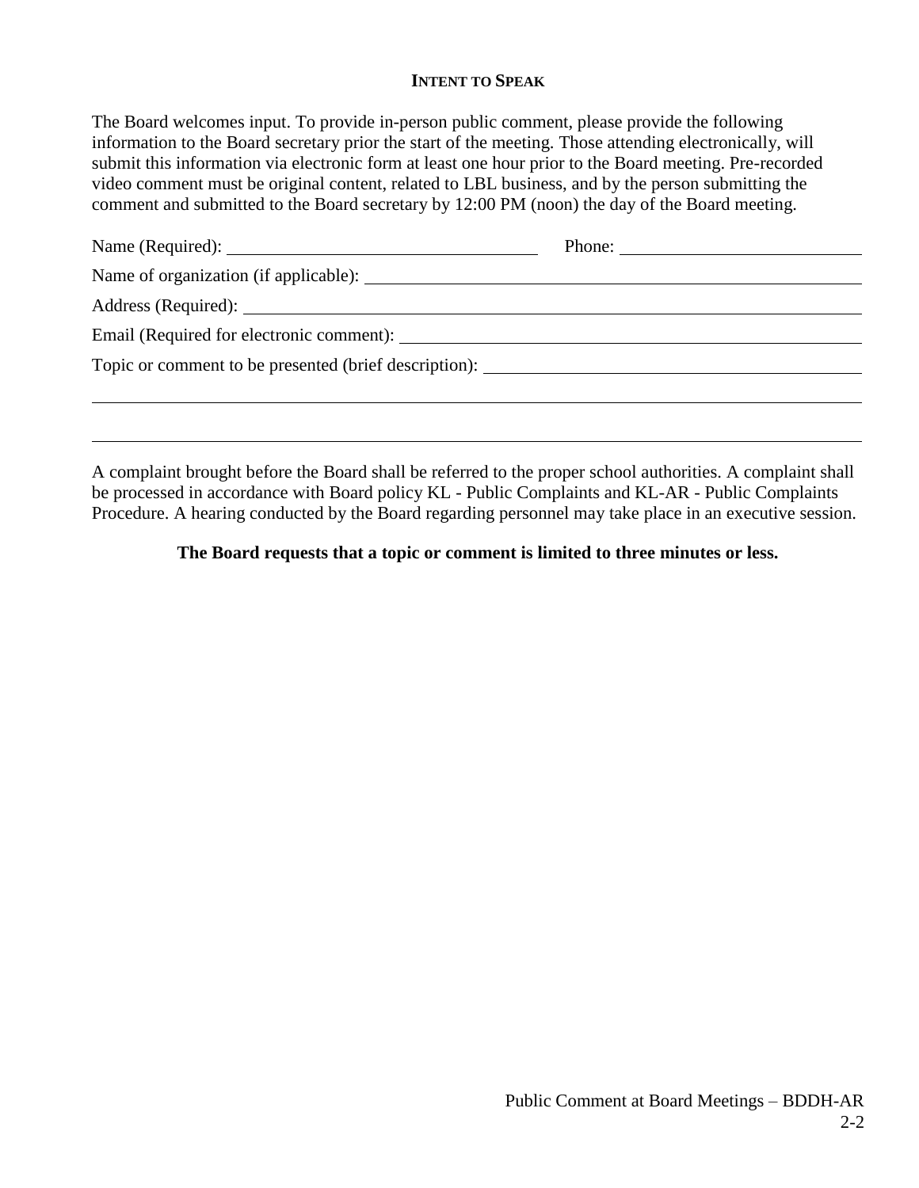## INTENT TO SPEAK

The Board welcomes input. To provide in-person public comment, please provide the following information to the Board secretary prior the start of the meeting. Those attending electronically, will submit this information via electronic form at least one hour prior to the Board meeting. Pre-recorded video comment must be original content, related to LBL business, and by the person submitting the comment and submitted to the Board secretary by 12:00 PM (noon) the day of the Board meeting.

Name (Required): ______________________________ Phone: ______________________________

Name of organization (if applicable): ______________________________

Address (Required): ______________________________

Email (Required for electronic comment): ______________________________

Topic or comment to be presented (brief description): ______________________________

______________________________

______________________________

A complaint brought before the Board shall be referred to the proper school authorities. A complaint shall be processed in accordance with Board policy KL - Public Complaints and KL-AR - Public Complaints Procedure. A hearing conducted by the Board regarding personnel may take place in an executive session.

**The Board requests that a topic or comment is limited to three minutes or less.**